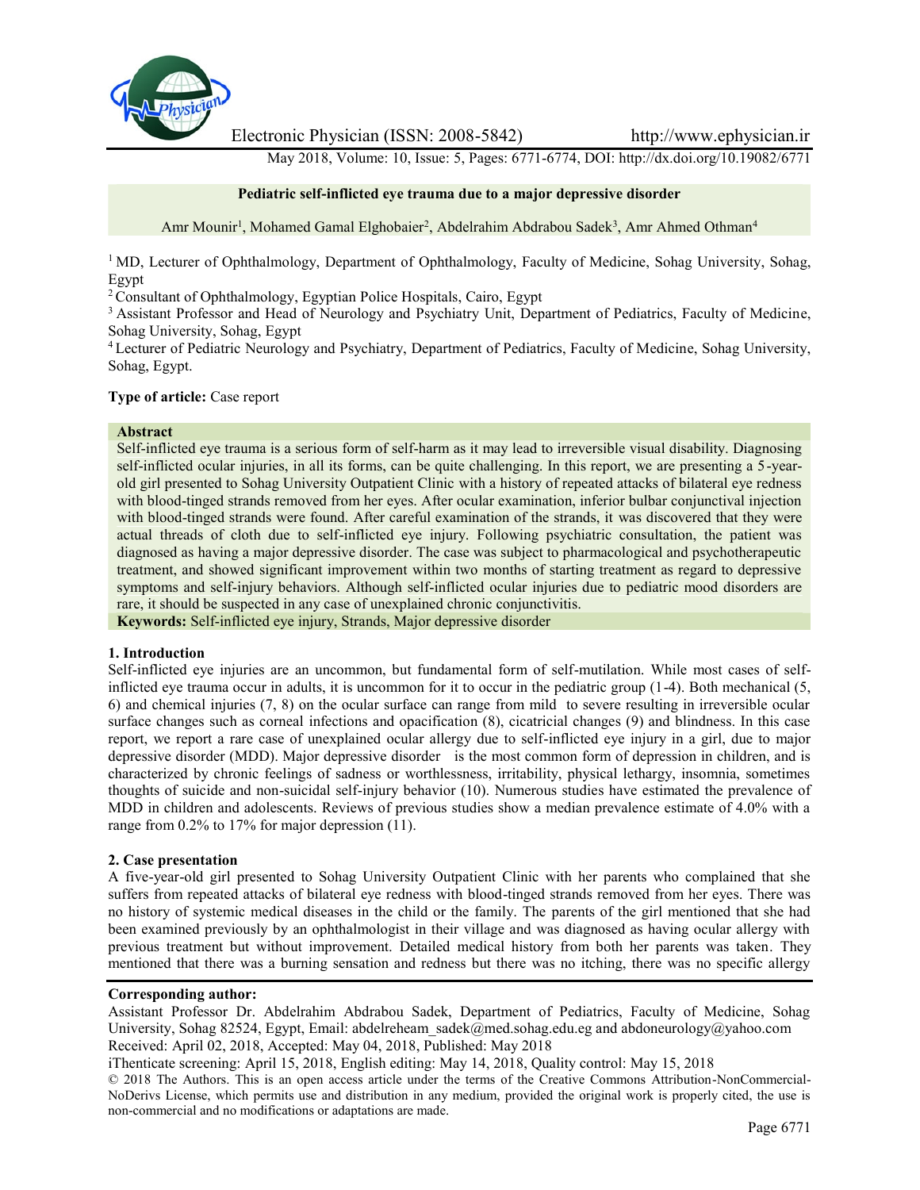# Pediatric self-inflicted eye trauma due to a major depressive disorder

Amr Mounir[1], Mohamed Gamal Elghobaier[2], Abdelrahim Abdrabou Sadek[3], Amr Ahmed Othman[4]

[1] MD, Lecturer of Ophthalmology, Department of Ophthalmology, Faculty of Medicine, Sohag University, Sohag, Egypt

[2] Consultant of Ophthalmology, Egyptian Police Hospitals, Cairo, Egypt

[3] Assistant Professor and Head of Neurology and Psychiatry Unit, Department of Pediatrics, Faculty of Medicine, Sohag University, Sohag, Egypt

[4] Lecturer of Pediatric Neurology and Psychiatry, Department of Pediatrics, Faculty of Medicine, Sohag University, Sohag, Egypt.

**Type of article:** Case report

## Abstract

Self-inflicted eye trauma is a serious form of self-harm as it may lead to irreversible visual disability. Diagnosing self-inflicted ocular injuries, in all its forms, can be quite challenging. In this report, we are presenting a 5-year-old girl presented to Sohag University Outpatient Clinic with a history of repeated attacks of bilateral eye redness with blood-tinged strands removed from her eyes. After ocular examination, inferior bulbar conjunctival injection with blood-tinged strands were found. After careful examination of the strands, it was discovered that they were actual threads of cloth due to self-inflicted eye injury. Following psychiatric consultation, the patient was diagnosed as having a major depressive disorder. The case was subject to pharmacological and psychotherapeutic treatment, and showed significant improvement within two months of starting treatment as regard to depressive symptoms and self-injury behaviors. Although self-inflicted ocular injuries due to pediatric mood disorders are rare, it should be suspected in any case of unexplained chronic conjunctivitis.

**Keywords:** Self-inflicted eye injury, Strands, Major depressive disorder

## 1. Introduction

Self-inflicted eye injuries are an uncommon, but fundamental form of self-mutilation. While most cases of self-inflicted eye trauma occur in adults, it is uncommon for it to occur in the pediatric group (1-4). Both mechanical (5, 6) and chemical injuries (7, 8) on the ocular surface can range from mild to severe resulting in irreversible ocular surface changes such as corneal infections and opacification (8), cicatricial changes (9) and blindness. In this case report, we report a rare case of unexplained ocular allergy due to self-inflicted eye injury in a girl, due to major depressive disorder (MDD). Major depressive disorder is the most common form of depression in children, and is characterized by chronic feelings of sadness or worthlessness, irritability, physical lethargy, insomnia, sometimes thoughts of suicide and non-suicidal self-injury behavior (10). Numerous studies have estimated the prevalence of MDD in children and adolescents. Reviews of previous studies show a median prevalence estimate of 4.0% with a range from 0.2% to 17% for major depression (11).

## 2. Case presentation

A five-year-old girl presented to Sohag University Outpatient Clinic with her parents who complained that she suffers from repeated attacks of bilateral eye redness with blood-tinged strands removed from her eyes. There was no history of systemic medical diseases in the child or the family. The parents of the girl mentioned that she had been examined previously by an ophthalmologist in their village and was diagnosed as having ocular allergy with previous treatment but without improvement. Detailed medical history from both her parents was taken. They mentioned that there was a burning sensation and redness but there was no itching, there was no specific allergy

**Corresponding author:**
Assistant Professor Dr. Abdelrahim Abdrabou Sadek, Department of Pediatrics, Faculty of Medicine, Sohag University, Sohag 82524, Egypt, Email: abdelreheam_sadek@med.sohag.edu.eg and abdoneurology@yahoo.com
Received: April 02, 2018, Accepted: May 04, 2018, Published: May 2018
iThenticate screening: April 15, 2018, English editing: May 14, 2018, Quality control: May 15, 2018
© 2018 The Authors. This is an open access article under the terms of the Creative Commons Attribution-NonCommercial-NoDerivs License, which permits use and distribution in any medium, provided the original work is properly cited, the use is non-commercial and no modifications or adaptations are made.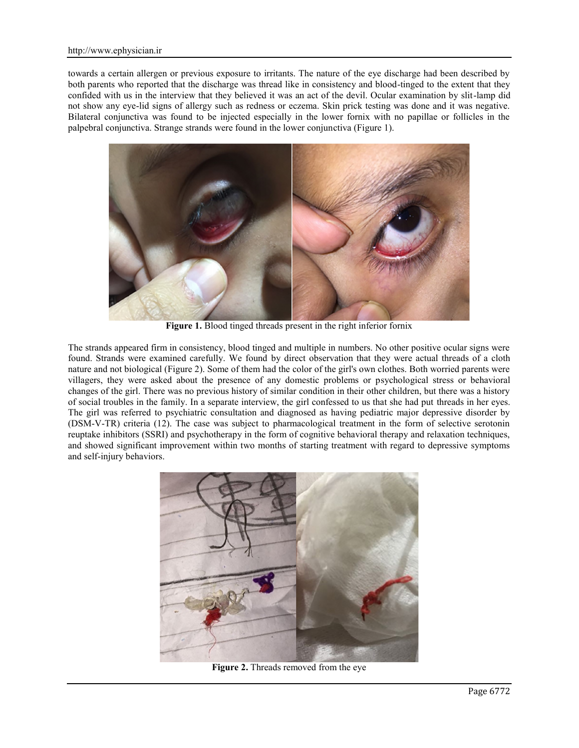towards a certain allergen or previous exposure to irritants. The nature of the eye discharge had been described by both parents who reported that the discharge was thread like in consistency and blood-tinged to the extent that they confided with us in the interview that they believed it was an act of the devil. Ocular examination by slit-lamp did not show any eye-lid signs of allergy such as redness or eczema. Skin prick testing was done and it was negative. Bilateral conjunctiva was found to be injected especially in the lower fornix with no papillae or follicles in the palpebral conjunctiva. Strange strands were found in the lower conjunctiva (Figure 1).

**Figure 1.** Blood tinged threads present in the right inferior fornix

The strands appeared firm in consistency, blood tinged and multiple in numbers. No other positive ocular signs were found. Strands were examined carefully. We found by direct observation that they were actual threads of a cloth nature and not biological (Figure 2). Some of them had the color of the girl's own clothes. Both worried parents were villagers, they were asked about the presence of any domestic problems or psychological stress or behavioral changes of the girl. There was no previous history of similar condition in their other children, but there was a history of social troubles in the family. In a separate interview, the girl confessed to us that she had put threads in her eyes. The girl was referred to psychiatric consultation and diagnosed as having pediatric major depressive disorder by (DSM-V-TR) criteria (12). The case was subject to pharmacological treatment in the form of selective serotonin reuptake inhibitors (SSRI) and psychotherapy in the form of cognitive behavioral therapy and relaxation techniques, and showed significant improvement within two months of starting treatment with regard to depressive symptoms and self-injury behaviors.

**Figure 2.** Threads removed from the eye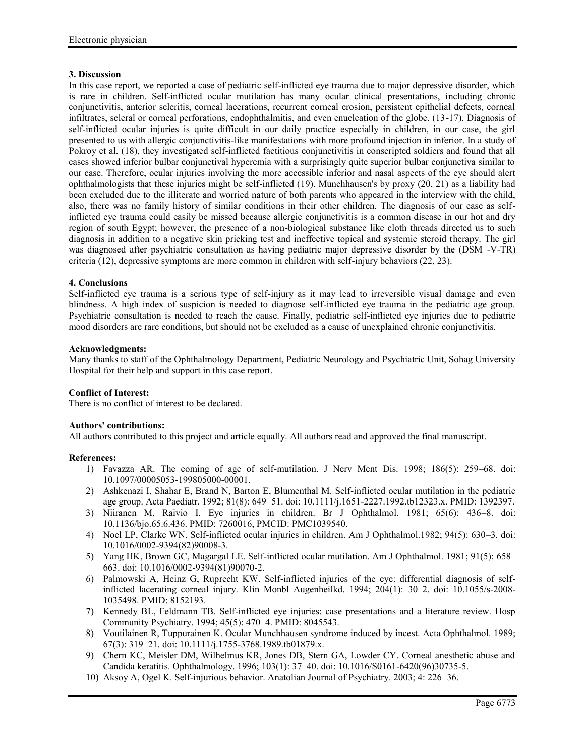### 3. Discussion

In this case report, we reported a case of pediatric self-inflicted eye trauma due to major depressive disorder, which is rare in children. Self-inflicted ocular mutilation has many ocular clinical presentations, including chronic conjunctivitis, anterior scleritis, corneal lacerations, recurrent corneal erosion, persistent epithelial defects, corneal infiltrates, scleral or corneal perforations, endophthalmitis, and even enucleation of the globe. (13-17). Diagnosis of self-inflicted ocular injuries is quite difficult in our daily practice especially in children, in our case, the girl presented to us with allergic conjunctivitis-like manifestations with more profound injection in inferior. In a study of Pokroy et al. (18), they investigated self-inflicted factitious conjunctivitis in conscripted soldiers and found that all cases showed inferior bulbar conjunctival hyperemia with a surprisingly quite superior bulbar conjunctiva similar to our case. Therefore, ocular injuries involving the more accessible inferior and nasal aspects of the eye should alert ophthalmologists that these injuries might be self-inflicted (19). Munchhausen's by proxy (20, 21) as a liability had been excluded due to the illiterate and worried nature of both parents who appeared in the interview with the child, also, there was no family history of similar conditions in their other children. The diagnosis of our case as self-inflicted eye trauma could easily be missed because allergic conjunctivitis is a common disease in our hot and dry region of south Egypt; however, the presence of a non-biological substance like cloth threads directed us to such diagnosis in addition to a negative skin pricking test and ineffective topical and systemic steroid therapy. The girl was diagnosed after psychiatric consultation as having pediatric major depressive disorder by the (DSM -V-TR) criteria (12), depressive symptoms are more common in children with self-injury behaviors (22, 23).

### 4. Conclusions

Self-inflicted eye trauma is a serious type of self-injury as it may lead to irreversible visual damage and even blindness. A high index of suspicion is needed to diagnose self-inflicted eye trauma in the pediatric age group. Psychiatric consultation is needed to reach the cause. Finally, pediatric self-inflicted eye injuries due to pediatric mood disorders are rare conditions, but should not be excluded as a cause of unexplained chronic conjunctivitis.

**Acknowledgments:**

Many thanks to staff of the Ophthalmology Department, Pediatric Neurology and Psychiatric Unit, Sohag University Hospital for their help and support in this case report.

**Conflict of Interest:**

There is no conflict of interest to be declared.

**Authors' contributions:**

All authors contributed to this project and article equally. All authors read and approved the final manuscript.

**References:**

1) Favazza AR. The coming of age of self-mutilation. J Nerv Ment Dis. 1998; 186(5): 259–68. doi: 10.1097/00005053-199805000-00001.
2) Ashkenazi I, Shahar E, Brand N, Barton E, Blumenthal M. Self-inflicted ocular mutilation in the pediatric age group. Acta Paediatr. 1992; 81(8): 649–51. doi: 10.1111/j.1651-2227.1992.tb12323.x. PMID: 1392397.
3) Niiranen M, Raivio I. Eye injuries in children. Br J Ophthalmol. 1981; 65(6): 436–8. doi: 10.1136/bjo.65.6.436. PMID: 7260016, PMCID: PMC1039540.
4) Noel LP, Clarke WN. Self-inflicted ocular injuries in children. Am J Ophthalmol.1982; 94(5): 630–3. doi: 10.1016/0002-9394(82)90008-3.
5) Yang HK, Brown GC, Magargal LE. Self-inflicted ocular mutilation. Am J Ophthalmol. 1981; 91(5): 658–663. doi: 10.1016/0002-9394(81)90070-2.
6) Palmowski A, Heinz G, Ruprecht KW. Self-inflicted injuries of the eye: differential diagnosis of self-inflicted lacerating corneal injury. Klin Monbl Augenheilkd. 1994; 204(1): 30–2. doi: 10.1055/s-2008-1035498. PMID: 8152193.
7) Kennedy BL, Feldmann TB. Self-inflicted eye injuries: case presentations and a literature review. Hosp Community Psychiatry. 1994; 45(5): 470–4. PMID: 8045543.
8) Voutilainen R, Tuppurainen K. Ocular Munchhausen syndrome induced by incest. Acta Ophthalmol. 1989; 67(3): 319–21. doi: 10.1111/j.1755-3768.1989.tb01879.x.
9) Chern KC, Meisler DM, Wilhelmus KR, Jones DB, Stern GA, Lowder CY. Corneal anesthetic abuse and Candida keratitis. Ophthalmology. 1996; 103(1): 37–40. doi: 10.1016/S0161-6420(96)30735-5.
10) Aksoy A, Ogel K. Self-injurious behavior. Anatolian Journal of Psychiatry. 2003; 4: 226–36.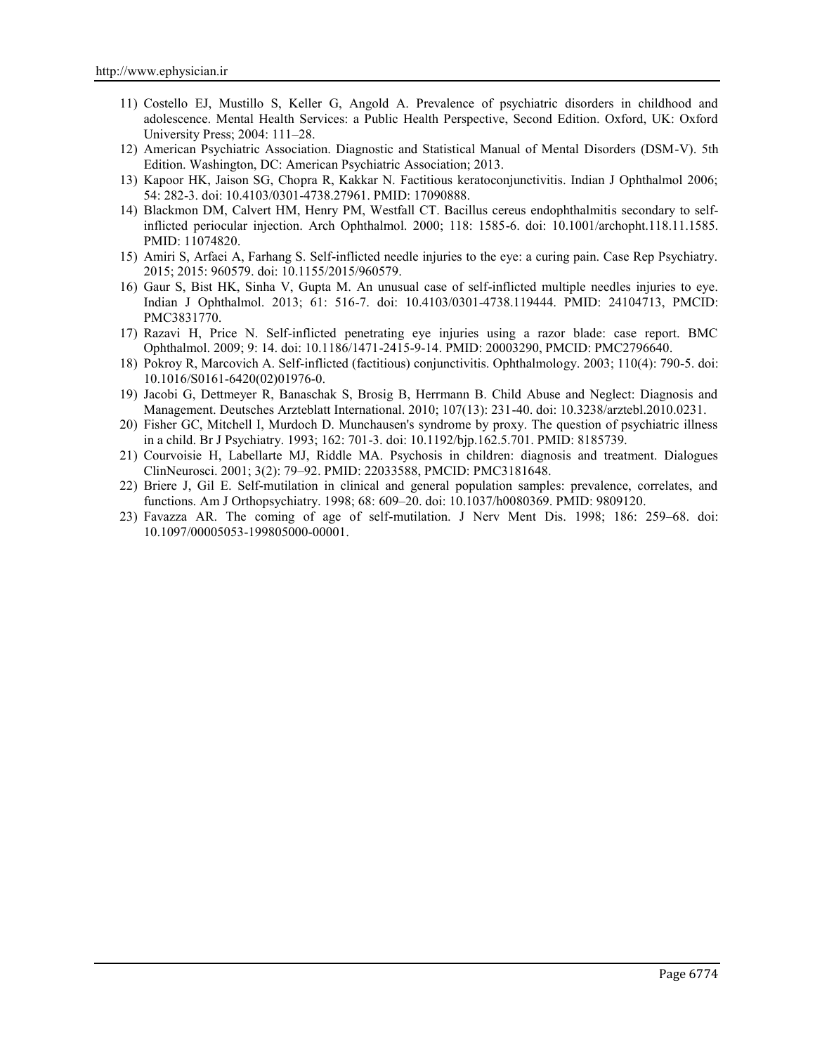11) Costello EJ, Mustillo S, Keller G, Angold A. Prevalence of psychiatric disorders in childhood and adolescence. Mental Health Services: a Public Health Perspective, Second Edition. Oxford, UK: Oxford University Press; 2004: 111–28.
12) American Psychiatric Association. Diagnostic and Statistical Manual of Mental Disorders (DSM-V). 5th Edition. Washington, DC: American Psychiatric Association; 2013.
13) Kapoor HK, Jaison SG, Chopra R, Kakkar N. Factitious keratoconjunctivitis. Indian J Ophthalmol 2006; 54: 282-3. doi: 10.4103/0301-4738.27961. PMID: 17090888.
14) Blackmon DM, Calvert HM, Henry PM, Westfall CT. Bacillus cereus endophthalmitis secondary to self-inflicted periocular injection. Arch Ophthalmol. 2000; 118: 1585-6. doi: 10.1001/archopht.118.11.1585. PMID: 11074820.
15) Amiri S, Arfaei A, Farhang S. Self-inflicted needle injuries to the eye: a curing pain. Case Rep Psychiatry. 2015; 2015: 960579. doi: 10.1155/2015/960579.
16) Gaur S, Bist HK, Sinha V, Gupta M. An unusual case of self-inflicted multiple needles injuries to eye. Indian J Ophthalmol. 2013; 61: 516-7. doi: 10.4103/0301-4738.119444. PMID: 24104713, PMCID: PMC3831770.
17) Razavi H, Price N. Self-inflicted penetrating eye injuries using a razor blade: case report. BMC Ophthalmol. 2009; 9: 14. doi: 10.1186/1471-2415-9-14. PMID: 20003290, PMCID: PMC2796640.
18) Pokroy R, Marcovich A. Self-inflicted (factitious) conjunctivitis. Ophthalmology. 2003; 110(4): 790-5. doi: 10.1016/S0161-6420(02)01976-0.
19) Jacobi G, Dettmeyer R, Banaschak S, Brosig B, Herrmann B. Child Abuse and Neglect: Diagnosis and Management. Deutsches Arzteblatt International. 2010; 107(13): 231-40. doi: 10.3238/arztebl.2010.0231.
20) Fisher GC, Mitchell I, Murdoch D. Munchausen's syndrome by proxy. The question of psychiatric illness in a child. Br J Psychiatry. 1993; 162: 701-3. doi: 10.1192/bjp.162.5.701. PMID: 8185739.
21) Courvoisie H, Labellarte MJ, Riddle MA. Psychosis in children: diagnosis and treatment. Dialogues ClinNeurosci. 2001; 3(2): 79–92. PMID: 22033588, PMCID: PMC3181648.
22) Briere J, Gil E. Self-mutilation in clinical and general population samples: prevalence, correlates, and functions. Am J Orthopsychiatry. 1998; 68: 609–20. doi: 10.1037/h0080369. PMID: 9809120.
23) Favazza AR. The coming of age of self-mutilation. J Nerv Ment Dis. 1998; 186: 259–68. doi: 10.1097/00005053-199805000-00001.